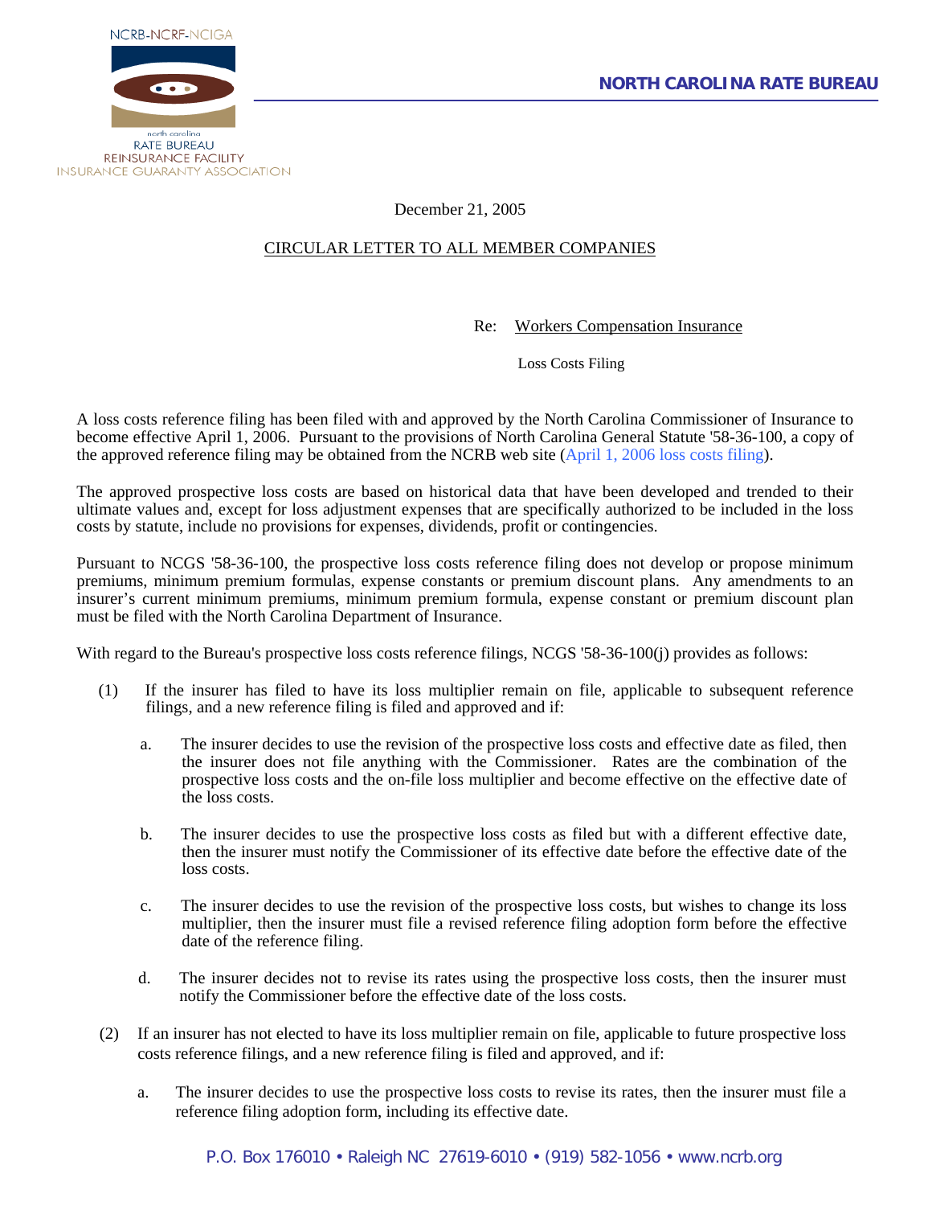NCRB-NCRF-NCIGA

north carolina
RATE BUREAU
REINSURANCE FACILITY
INSURANCE GUARANTY ASSOCIATION

**NORTH CAROLINA RATE BUREAU**

December 21, 2005

CIRCULAR LETTER TO ALL MEMBER COMPANIES

Re: Workers Compensation Insurance

Loss Costs Filing

A loss costs reference filing has been filed with and approved by the North Carolina Commissioner of Insurance to become effective April 1, 2006. Pursuant to the provisions of North Carolina General Statute '58-36-100, a copy of the approved reference filing may be obtained from the NCRB web site (April 1, 2006 loss costs filing).

The approved prospective loss costs are based on historical data that have been developed and trended to their ultimate values and, except for loss adjustment expenses that are specifically authorized to be included in the loss costs by statute, include no provisions for expenses, dividends, profit or contingencies.

Pursuant to NCGS '58-36-100, the prospective loss costs reference filing does not develop or propose minimum premiums, minimum premium formulas, expense constants or premium discount plans. Any amendments to an insurer's current minimum premiums, minimum premium formula, expense constant or premium discount plan must be filed with the North Carolina Department of Insurance.

With regard to the Bureau's prospective loss costs reference filings, NCGS '58-36-100(j) provides as follows:

(1) If the insurer has filed to have its loss multiplier remain on file, applicable to subsequent reference filings, and a new reference filing is filed and approved and if:

   a. The insurer decides to use the revision of the prospective loss costs and effective date as filed, then the insurer does not file anything with the Commissioner. Rates are the combination of the prospective loss costs and the on-file loss multiplier and become effective on the effective date of the loss costs.

   b. The insurer decides to use the prospective loss costs as filed but with a different effective date, then the insurer must notify the Commissioner of its effective date before the effective date of the loss costs.

   c. The insurer decides to use the revision of the prospective loss costs, but wishes to change its loss multiplier, then the insurer must file a revised reference filing adoption form before the effective date of the reference filing.

   d. The insurer decides not to revise its rates using the prospective loss costs, then the insurer must notify the Commissioner before the effective date of the loss costs.

(2) If an insurer has not elected to have its loss multiplier remain on file, applicable to future prospective loss costs reference filings, and a new reference filing is filed and approved, and if:

   a. The insurer decides to use the prospective loss costs to revise its rates, then the insurer must file a reference filing adoption form, including its effective date.

P.O. Box 176010 • Raleigh NC 27619-6010 • (919) 582-1056 • www.ncrb.org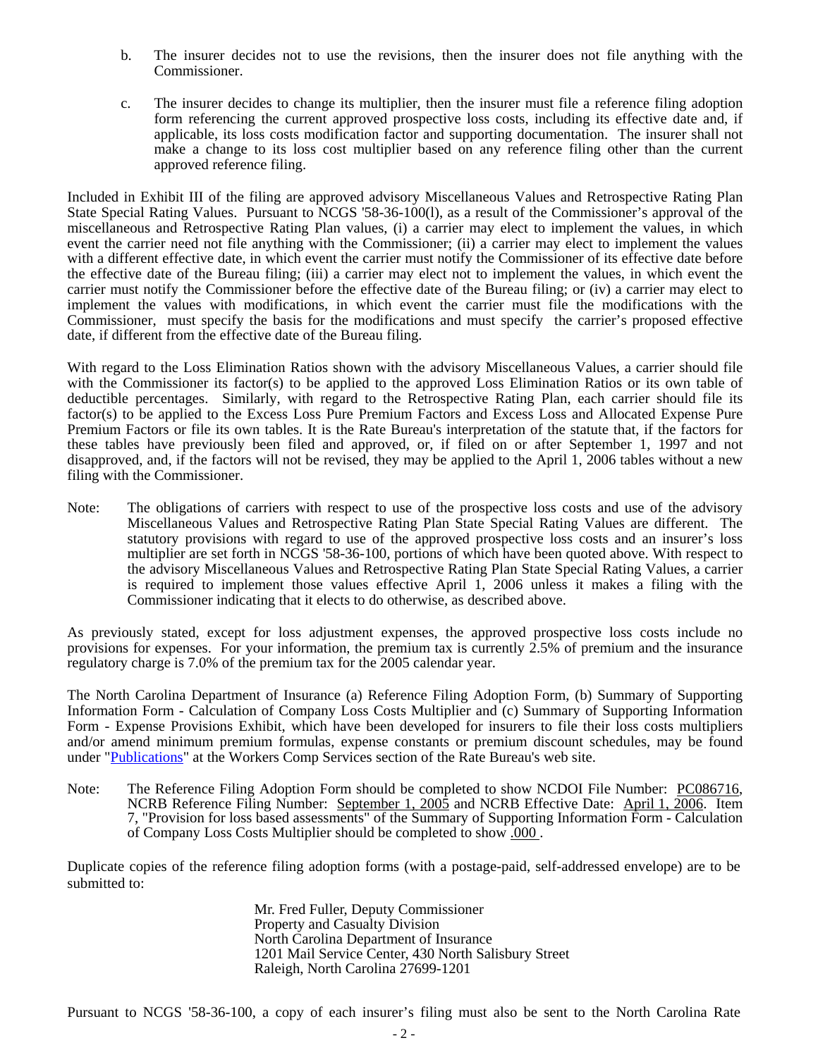b. The insurer decides not to use the revisions, then the insurer does not file anything with the Commissioner.

c. The insurer decides to change its multiplier, then the insurer must file a reference filing adoption form referencing the current approved prospective loss costs, including its effective date and, if applicable, its loss costs modification factor and supporting documentation. The insurer shall not make a change to its loss cost multiplier based on any reference filing other than the current approved reference filing.

Included in Exhibit III of the filing are approved advisory Miscellaneous Values and Retrospective Rating Plan State Special Rating Values. Pursuant to NCGS '58-36-100(l), as a result of the Commissioner's approval of the miscellaneous and Retrospective Rating Plan values, (i) a carrier may elect to implement the values, in which event the carrier need not file anything with the Commissioner; (ii) a carrier may elect to implement the values with a different effective date, in which event the carrier must notify the Commissioner of its effective date before the effective date of the Bureau filing; (iii) a carrier may elect not to implement the values, in which event the carrier must notify the Commissioner before the effective date of the Bureau filing; or (iv) a carrier may elect to implement the values with modifications, in which event the carrier must file the modifications with the Commissioner, must specify the basis for the modifications and must specify the carrier's proposed effective date, if different from the effective date of the Bureau filing.

With regard to the Loss Elimination Ratios shown with the advisory Miscellaneous Values, a carrier should file with the Commissioner its factor(s) to be applied to the approved Loss Elimination Ratios or its own table of deductible percentages. Similarly, with regard to the Retrospective Rating Plan, each carrier should file its factor(s) to be applied to the Excess Loss Pure Premium Factors and Excess Loss and Allocated Expense Pure Premium Factors or file its own tables. It is the Rate Bureau's interpretation of the statute that, if the factors for these tables have previously been filed and approved, or, if filed on or after September 1, 1997 and not disapproved, and, if the factors will not be revised, they may be applied to the April 1, 2006 tables without a new filing with the Commissioner.

Note: The obligations of carriers with respect to use of the prospective loss costs and use of the advisory Miscellaneous Values and Retrospective Rating Plan State Special Rating Values are different. The statutory provisions with regard to use of the approved prospective loss costs and an insurer's loss multiplier are set forth in NCGS '58-36-100, portions of which have been quoted above. With respect to the advisory Miscellaneous Values and Retrospective Rating Plan State Special Rating Values, a carrier is required to implement those values effective April 1, 2006 unless it makes a filing with the Commissioner indicating that it elects to do otherwise, as described above.

As previously stated, except for loss adjustment expenses, the approved prospective loss costs include no provisions for expenses. For your information, the premium tax is currently 2.5% of premium and the insurance regulatory charge is 7.0% of the premium tax for the 2005 calendar year.

The North Carolina Department of Insurance (a) Reference Filing Adoption Form, (b) Summary of Supporting Information Form - Calculation of Company Loss Costs Multiplier and (c) Summary of Supporting Information Form - Expense Provisions Exhibit, which have been developed for insurers to file their loss costs multipliers and/or amend minimum premium formulas, expense constants or premium discount schedules, may be found under "Publications" at the Workers Comp Services section of the Rate Bureau's web site.

Note: The Reference Filing Adoption Form should be completed to show NCDOI File Number: PC086716, NCRB Reference Filing Number: September 1, 2005 and NCRB Effective Date: April 1, 2006. Item 7, "Provision for loss based assessments" of the Summary of Supporting Information Form - Calculation of Company Loss Costs Multiplier should be completed to show .000 .

Duplicate copies of the reference filing adoption forms (with a postage-paid, self-addressed envelope) are to be submitted to:

Mr. Fred Fuller, Deputy Commissioner  
Property and Casualty Division  
North Carolina Department of Insurance  
1201 Mail Service Center, 430 North Salisbury Street  
Raleigh, North Carolina 27699-1201

Pursuant to NCGS '58-36-100, a copy of each insurer's filing must also be sent to the North Carolina Rate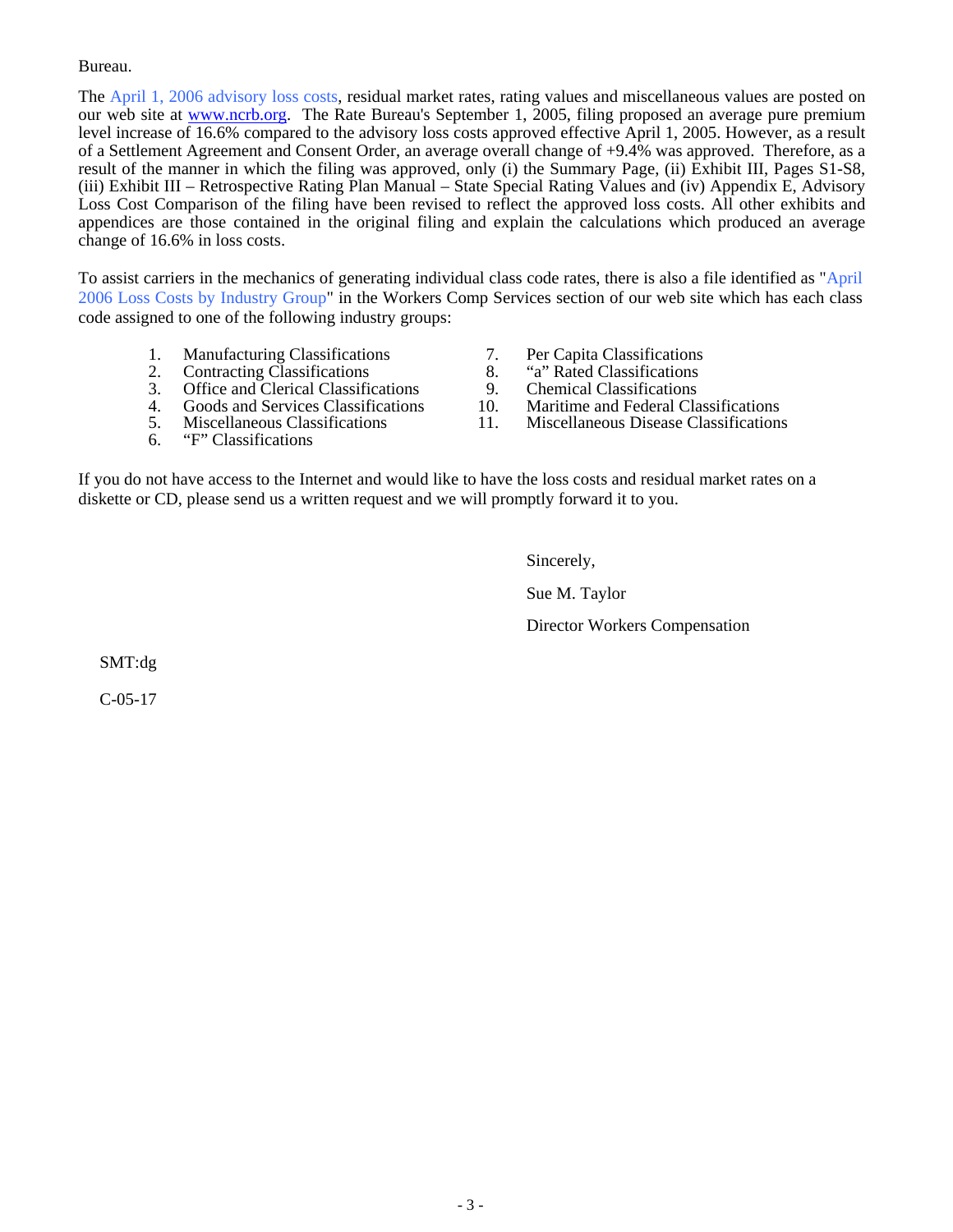Bureau.

The April 1, 2006 advisory loss costs, residual market rates, rating values and miscellaneous values are posted on our web site at www.ncrb.org. The Rate Bureau's September 1, 2005, filing proposed an average pure premium level increase of 16.6% compared to the advisory loss costs approved effective April 1, 2005. However, as a result of a Settlement Agreement and Consent Order, an average overall change of +9.4% was approved. Therefore, as a result of the manner in which the filing was approved, only (i) the Summary Page, (ii) Exhibit III, Pages S1-S8, (iii) Exhibit III – Retrospective Rating Plan Manual – State Special Rating Values and (iv) Appendix E, Advisory Loss Cost Comparison of the filing have been revised to reflect the approved loss costs. All other exhibits and appendices are those contained in the original filing and explain the calculations which produced an average change of 16.6% in loss costs.

To assist carriers in the mechanics of generating individual class code rates, there is also a file identified as "April 2006 Loss Costs by Industry Group" in the Workers Comp Services section of our web site which has each class code assigned to one of the following industry groups:

1. Manufacturing Classifications
2. Contracting Classifications
3. Office and Clerical Classifications
4. Goods and Services Classifications
5. Miscellaneous Classifications
6. "F" Classifications
7. Per Capita Classifications
8. "a" Rated Classifications
9. Chemical Classifications
10. Maritime and Federal Classifications
11. Miscellaneous Disease Classifications

If you do not have access to the Internet and would like to have the loss costs and residual market rates on a diskette or CD, please send us a written request and we will promptly forward it to you.

Sincerely,

Sue M. Taylor

Director Workers Compensation

SMT:dg

C-05-17